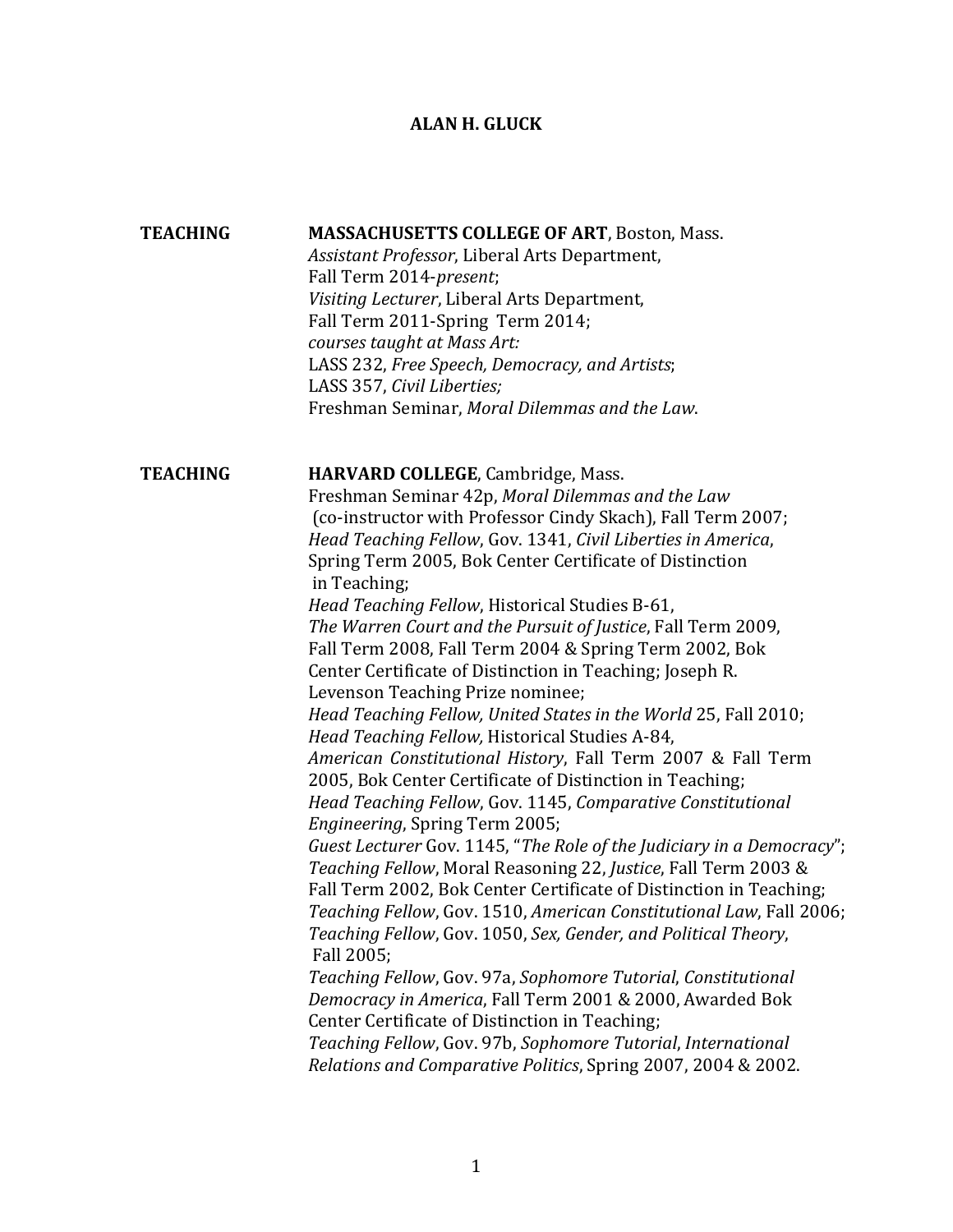# ALAN H. GLUCK

**TEACHING**

**MASSACHUSETTS COLLEGE OF ART**, Boston, Mass.
*Assistant Professor*, Liberal Arts Department,
Fall Term 2014-*present*;
*Visiting Lecturer*, Liberal Arts Department,
Fall Term 2011-Spring Term 2014;
*courses taught at Mass Art:*
LASS 232, *Free Speech, Democracy, and Artists*;
LASS 357, *Civil Liberties;*
Freshman Seminar, *Moral Dilemmas and the Law*.

**TEACHING**

**HARVARD COLLEGE**, Cambridge, Mass.
Freshman Seminar 42p, *Moral Dilemmas and the Law* (co-instructor with Professor Cindy Skach), Fall Term 2007;
*Head Teaching Fellow*, Gov. 1341, *Civil Liberties in America*, Spring Term 2005, Bok Center Certificate of Distinction in Teaching;
*Head Teaching Fellow*, Historical Studies B-61, *The Warren Court and the Pursuit of Justice*, Fall Term 2009, Fall Term 2008, Fall Term 2004 & Spring Term 2002, Bok Center Certificate of Distinction in Teaching; Joseph R. Levenson Teaching Prize nominee;
*Head Teaching Fellow, United States in the World* 25, Fall 2010;
*Head Teaching Fellow,* Historical Studies A-84, *American Constitutional History*, Fall Term 2007 & Fall Term 2005, Bok Center Certificate of Distinction in Teaching;
*Head Teaching Fellow*, Gov. 1145, *Comparative Constitutional Engineering*, Spring Term 2005;
*Guest Lecturer* Gov. 1145, "*The Role of the Judiciary in a Democracy*";
*Teaching Fellow*, Moral Reasoning 22, *Justice*, Fall Term 2003 & Fall Term 2002, Bok Center Certificate of Distinction in Teaching;
*Teaching Fellow*, Gov. 1510, *American Constitutional Law*, Fall 2006;
*Teaching Fellow*, Gov. 1050, *Sex, Gender, and Political Theory*, Fall 2005;
*Teaching Fellow*, Gov. 97a, *Sophomore Tutorial*, *Constitutional Democracy in America*, Fall Term 2001 & 2000, Awarded Bok Center Certificate of Distinction in Teaching;
*Teaching Fellow*, Gov. 97b, *Sophomore Tutorial*, *International Relations and Comparative Politics*, Spring 2007, 2004 & 2002.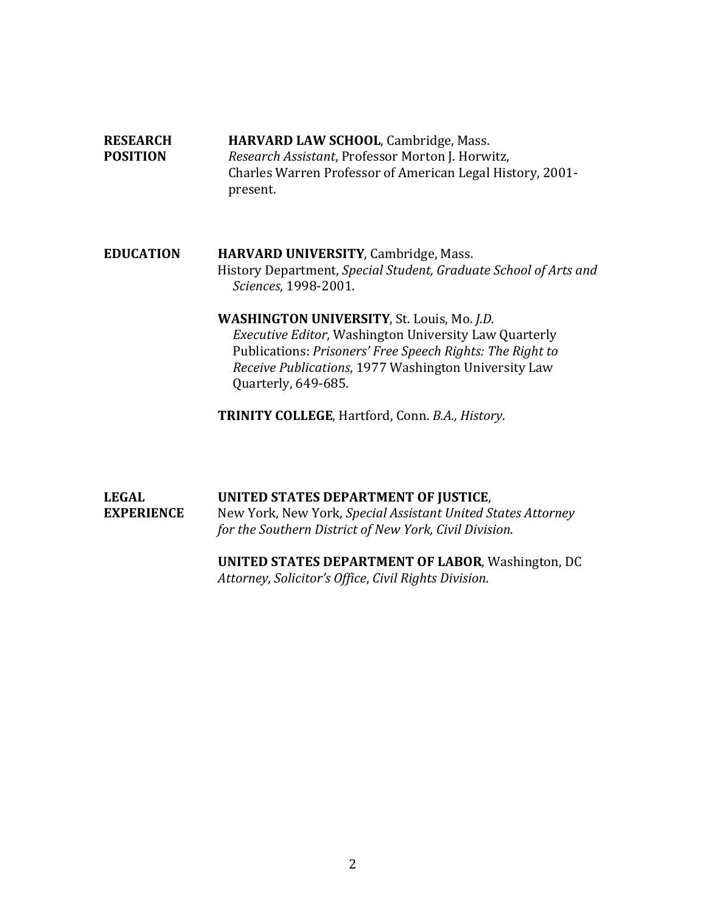**RESEARCH POSITION**

**HARVARD LAW SCHOOL**, Cambridge, Mass.
*Research Assistant*, Professor Morton J. Horwitz, Charles Warren Professor of American Legal History, 2001-present.

**EDUCATION**

**HARVARD UNIVERSITY**, Cambridge, Mass.
History Department, *Special Student, Graduate School of Arts and Sciences*, 1998-2001.

**WASHINGTON UNIVERSITY**, St. Louis, Mo. *J.D.*
*Executive Editor*, Washington University Law Quarterly
Publications: *Prisoners' Free Speech Rights: The Right to Receive Publications*, 1977 Washington University Law Quarterly, 649-685.

**TRINITY COLLEGE**, Hartford, Conn. *B.A., History*.

**LEGAL EXPERIENCE**

**UNITED STATES DEPARTMENT OF JUSTICE**,
New York, New York, *Special Assistant United States Attorney for the Southern District of New York, Civil Division*.

**UNITED STATES DEPARTMENT OF LABOR**, Washington, DC
*Attorney*, *Solicitor's Office*, *Civil Rights Division*.